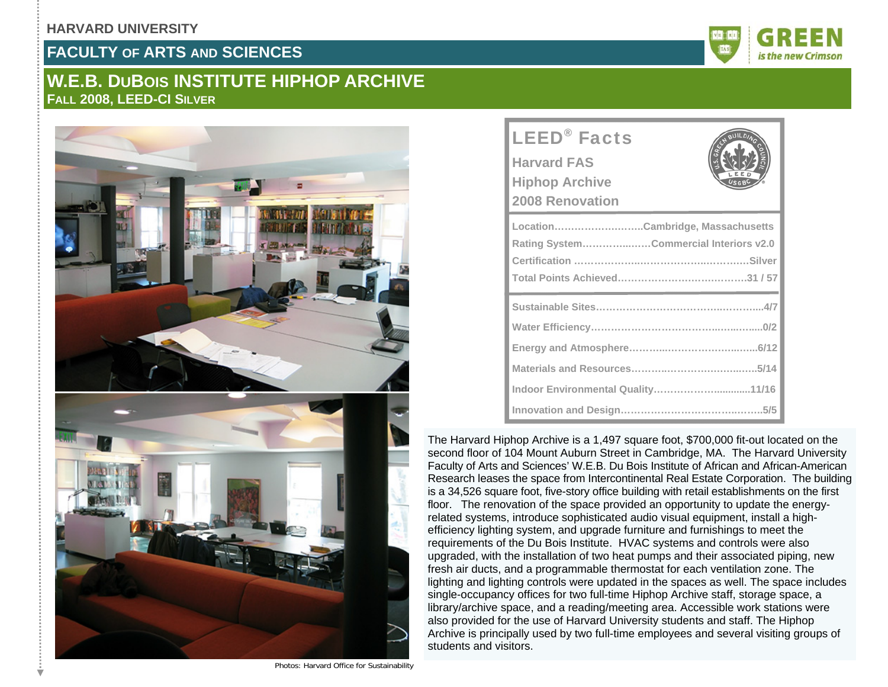HARVARD UNIVERSITY

## FACULTY OF ARTS AND SCIENCES

GREEN *is the new Crimson*

# W.E.B. DUBOIS INSTITUTE HIPHOP ARCHIVE

**FALL 2008, LEED-CI SILVER**

Photos: Harvard Office for Sustainability

## LEED® Facts

**Harvard FAS**
**Hiphop Archive**
**2008 Renovation**

| | |
|---|---|
| Location | Cambridge, Massachusetts |
| Rating System | Commercial Interiors v2.0 |
| Certification | Silver |
| Total Points Achieved | 31 / 57 |
| Sustainable Sites | 4/7 |
| Water Efficiency | 0/2 |
| Energy and Atmosphere | 6/12 |
| Materials and Resources | 5/14 |
| Indoor Environmental Quality | 11/16 |
| Innovation and Design | 5/5 |

The Harvard Hiphop Archive is a 1,497 square foot, $700,000 fit-out located on the second floor of 104 Mount Auburn Street in Cambridge, MA. The Harvard University Faculty of Arts and Sciences' W.E.B. Du Bois Institute of African and African-American Research leases the space from Intercontinental Real Estate Corporation. The building is a 34,526 square foot, five-story office building with retail establishments on the first floor. The renovation of the space provided an opportunity to update the energy-related systems, introduce sophisticated audio visual equipment, install a high-efficiency lighting system, and upgrade furniture and furnishings to meet the requirements of the Du Bois Institute. HVAC systems and controls were also upgraded, with the installation of two heat pumps and their associated piping, new fresh air ducts, and a programmable thermostat for each ventilation zone. The lighting and lighting controls were updated in the spaces as well. The space includes single-occupancy offices for two full-time Hiphop Archive staff, storage space, a library/archive space, and a reading/meeting area. Accessible work stations were also provided for the use of Harvard University students and staff. The Hiphop Archive is principally used by two full-time employees and several visiting groups of students and visitors.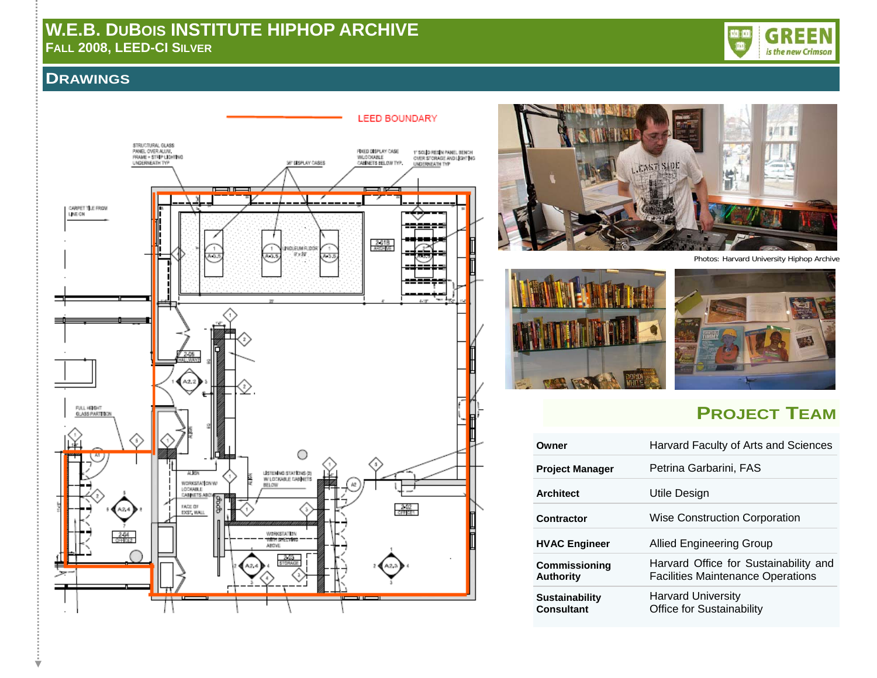# W.E.B. DuBois Institute HipHop Archive

**Fall 2008, LEED-CI Silver**

## Drawings

LEED BOUNDARY

Photos: Harvard University Hiphop Archive

## Project Team

| | |
|---|---|
| **Owner** | Harvard Faculty of Arts and Sciences |
| **Project Manager** | Petrina Garbarini, FAS |
| **Architect** | Utile Design |
| **Contractor** | Wise Construction Corporation |
| **HVAC Engineer** | Allied Engineering Group |
| **Commissioning Authority** | Harvard Office for Sustainability and Facilities Maintenance Operations |
| **Sustainability Consultant** | Harvard University Office for Sustainability |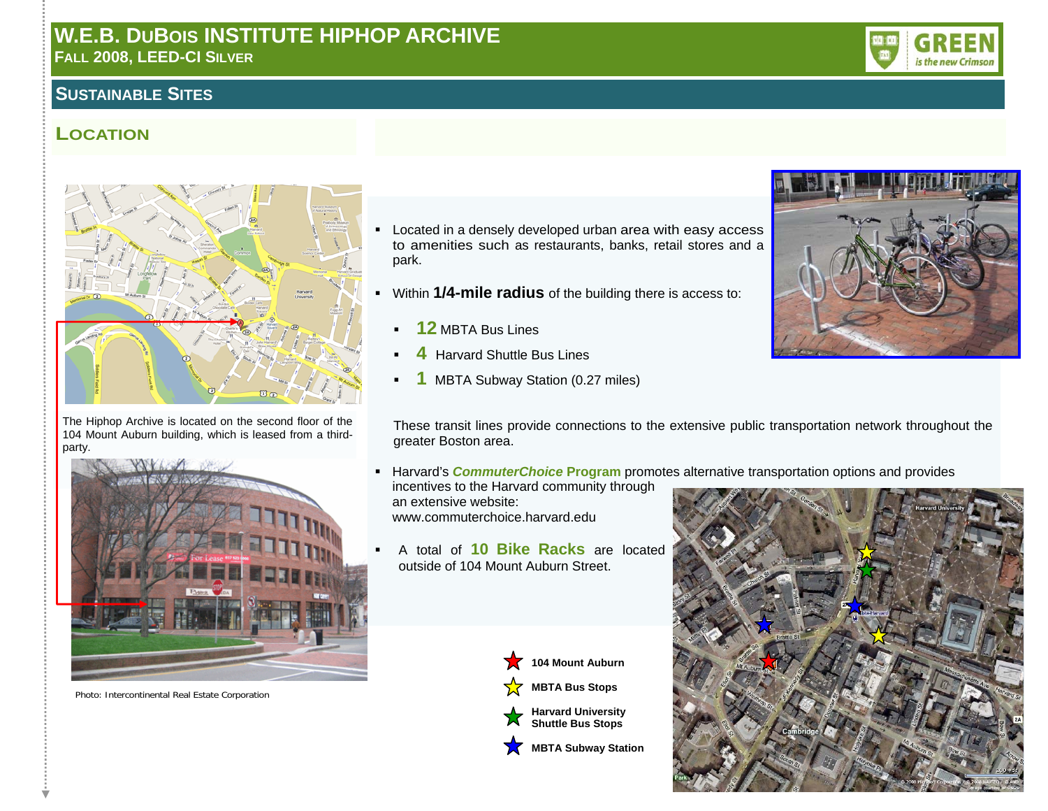# W.E.B. DuBois Institute HipHop Archive

**Fall 2008, LEED-CI Silver**

## Sustainable Sites

### Location

The Hiphop Archive is located on the second floor of the 104 Mount Auburn building, which is leased from a third-party.

Photo: Intercontinental Real Estate Corporation

- Located in a densely developed urban area with easy access to amenities such as restaurants, banks, retail stores and a park.
- Within **1/4-mile radius** of the building there is access to:
  - **12** MBTA Bus Lines
  - **4** Harvard Shuttle Bus Lines
  - **1** MBTA Subway Station (0.27 miles)

These transit lines provide connections to the extensive public transportation network throughout the greater Boston area.

- Harvard's ***CommuterChoice* Program** promotes alternative transportation options and provides incentives to the Harvard community through an extensive website: www.commuterchoice.harvard.edu
- A total of **10 Bike Racks** are located outside of 104 Mount Auburn Street.

**104 Mount Auburn**

**MBTA Bus Stops**

**Harvard University Shuttle Bus Stops**

**MBTA Subway Station**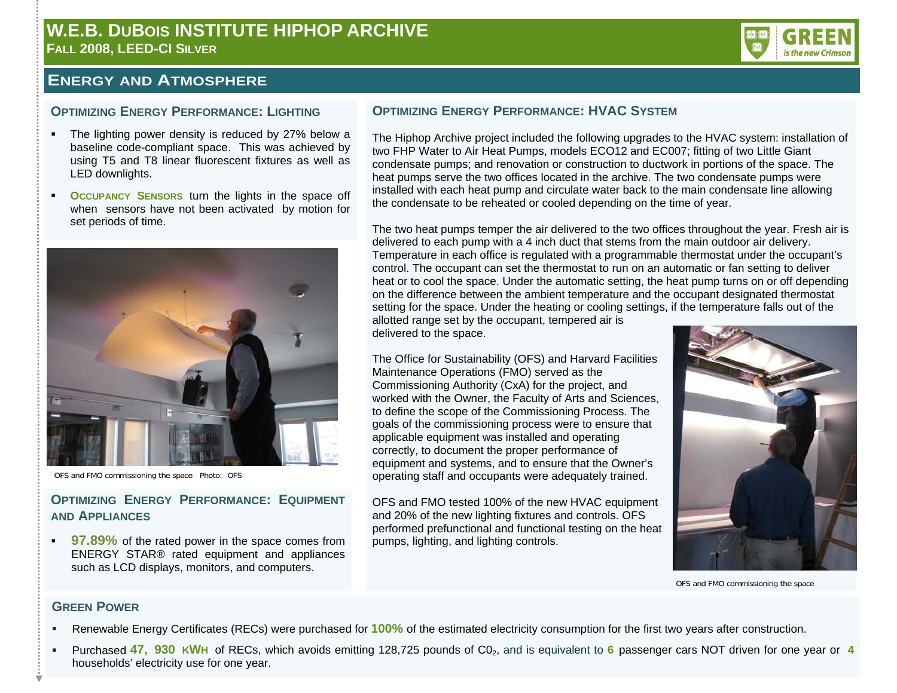# W.E.B. DuBois Institute HipHop Archive

**Fall 2008, LEED-CI Silver**

## Energy and Atmosphere

### Optimizing Energy Performance: Lighting

- The lighting power density is reduced by 27% below a baseline code-compliant space. This was achieved by using T5 and T8 linear fluorescent fixtures as well as LED downlights.
- **Occupancy Sensors** turn the lights in the space off when sensors have not been activated by motion for set periods of time.

OFS and FMO commissioning the space Photo: OFS

### Optimizing Energy Performance: Equipment and Appliances

- **97.89%** of the rated power in the space comes from ENERGY STAR® rated equipment and appliances such as LCD displays, monitors, and computers.

### Optimizing Energy Performance: HVAC System

The Hiphop Archive project included the following upgrades to the HVAC system: installation of two FHP Water to Air Heat Pumps, models ECO12 and EC007; fitting of two Little Giant condensate pumps; and renovation or construction to ductwork in portions of the space. The heat pumps serve the two offices located in the archive. The two condensate pumps were installed with each heat pump and circulate water back to the main condensate line allowing the condensate to be reheated or cooled depending on the time of year.

The two heat pumps temper the air delivered to the two offices throughout the year. Fresh air is delivered to each pump with a 4 inch duct that stems from the main outdoor air delivery. Temperature in each office is regulated with a programmable thermostat under the occupant's control. The occupant can set the thermostat to run on an automatic or fan setting to deliver heat or to cool the space. Under the automatic setting, the heat pump turns on or off depending on the difference between the ambient temperature and the occupant designated thermostat setting for the space. Under the heating or cooling settings, if the temperature falls out of the allotted range set by the occupant, tempered air is delivered to the space.

The Office for Sustainability (OFS) and Harvard Facilities Maintenance Operations (FMO) served as the Commissioning Authority (CxA) for the project, and worked with the Owner, the Faculty of Arts and Sciences, to define the scope of the Commissioning Process. The goals of the commissioning process were to ensure that applicable equipment was installed and operating correctly, to document the proper performance of equipment and systems, and to ensure that the Owner's operating staff and occupants were adequately trained.

OFS and FMO tested 100% of the new HVAC equipment and 20% of the new lighting fixtures and controls. OFS performed prefunctional and functional testing on the heat pumps, lighting, and lighting controls.

OFS and FMO commissioning the space

### Green Power

- Renewable Energy Certificates (RECs) were purchased for **100%** of the estimated electricity consumption for the first two years after construction.
- Purchased **47, 930 kWh** of RECs, which avoids emitting 128,725 pounds of $CO_2$, and is equivalent to **6** passenger cars NOT driven for one year or **4** households' electricity use for one year.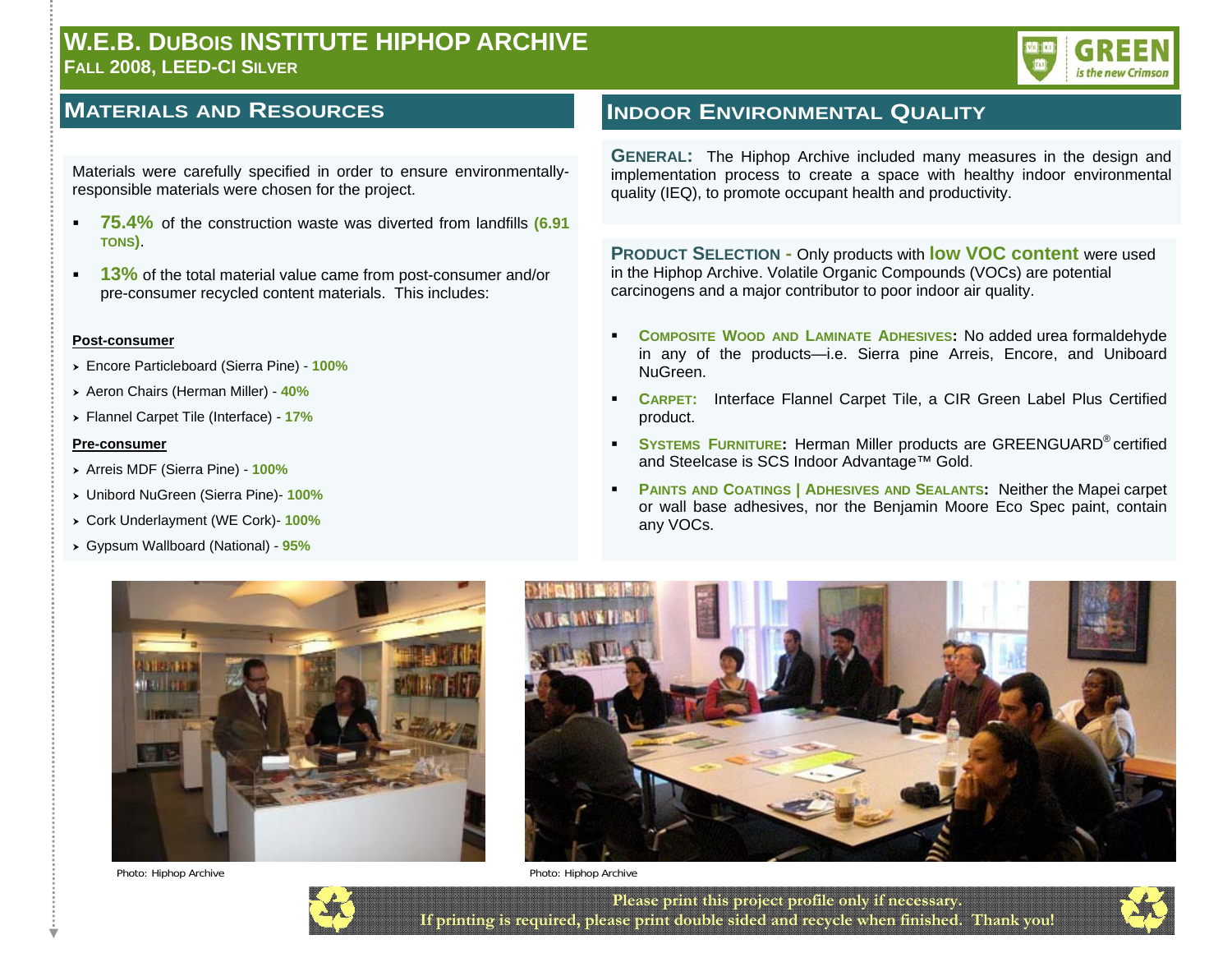# W.E.B. DuBois Institute HipHop Archive

**Fall 2008, LEED-CI Silver**

GREEN is the new Crimson

## Materials and Resources

Materials were carefully specified in order to ensure environmentally-responsible materials were chosen for the project.

- **75.4%** of the construction waste was diverted from landfills **(6.91 tons)**.
- **13%** of the total material value came from post-consumer and/or pre-consumer recycled content materials. This includes:

**Post-consumer**

- Encore Particleboard (Sierra Pine) - **100%**
- Aeron Chairs (Herman Miller) - **40%**
- Flannel Carpet Tile (Interface) - **17%**

**Pre-consumer**

- Arreis MDF (Sierra Pine) - **100%**
- Unibord NuGreen (Sierra Pine)- **100%**
- Cork Underlayment (WE Cork)- **100%**
- Gypsum Wallboard (National) - **95%**

## Indoor Environmental Quality

**General:** The Hiphop Archive included many measures in the design and implementation process to create a space with healthy indoor environmental quality (IEQ), to promote occupant health and productivity.

**Product Selection -** Only products with **low VOC content** were used in the Hiphop Archive. Volatile Organic Compounds (VOCs) are potential carcinogens and a major contributor to poor indoor air quality.

- **Composite Wood and Laminate Adhesives:** No added urea formaldehyde in any of the products—i.e. Sierra pine Arreis, Encore, and Uniboard NuGreen.
- **Carpet:** Interface Flannel Carpet Tile, a CIR Green Label Plus Certified product.
- **Systems Furniture:** Herman Miller products are GREENGUARD® certified and Steelcase is SCS Indoor Advantage™ Gold.
- **Paints and Coatings | Adhesives and Sealants:** Neither the Mapei carpet or wall base adhesives, nor the Benjamin Moore Eco Spec paint, contain any VOCs.

Photo: Hiphop Archive

Photo: Hiphop Archive

Please print this project profile only if necessary.
If printing is required, please print double sided and recycle when finished. Thank you!